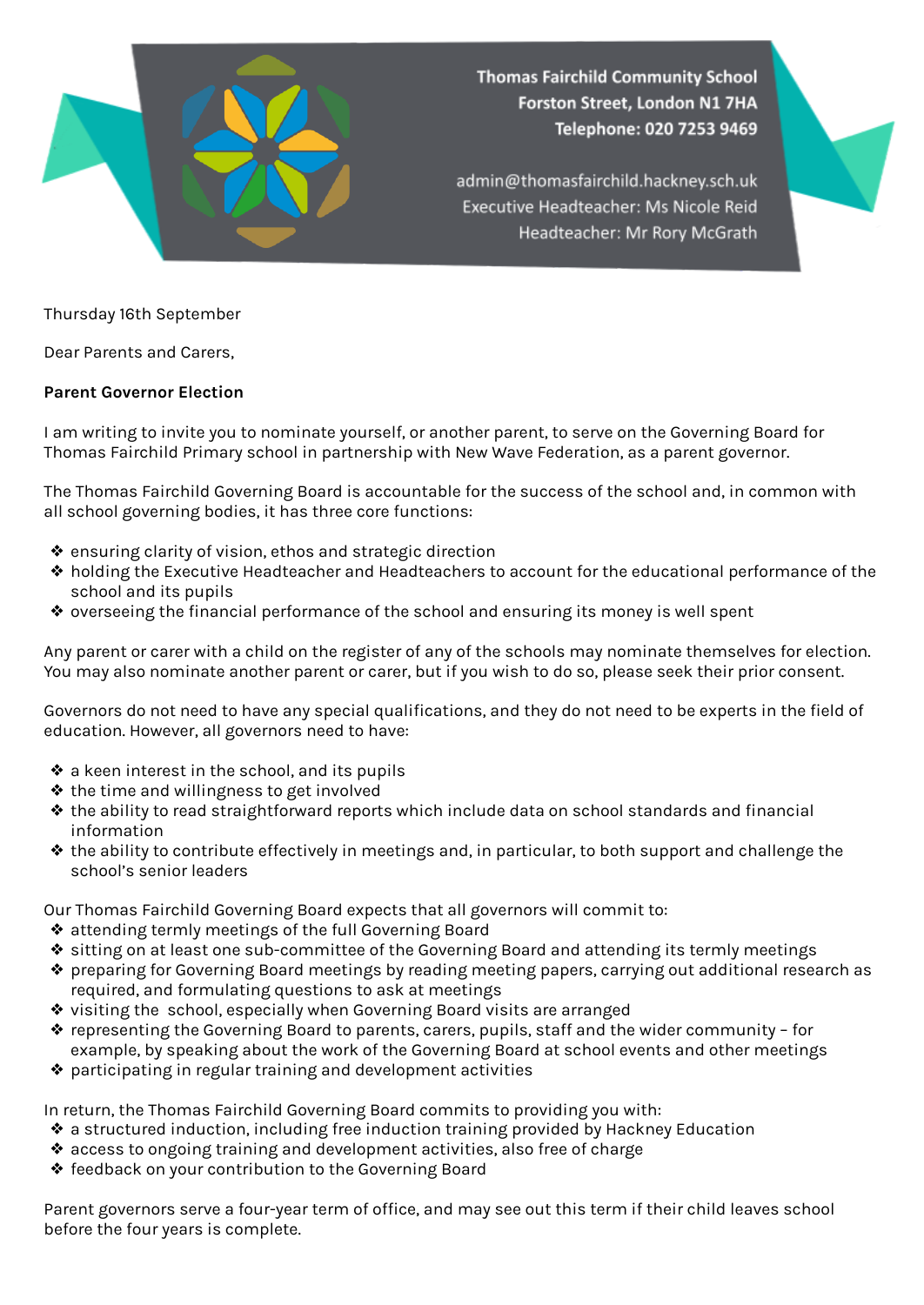Thomas Fairchild Community School
Forston Street, London N1 7HA
Telephone: 020 7253 9469

admin@thomasfairchild.hackney.sch.uk
Executive Headteacher: Ms Nicole Reid
Headteacher: Mr Rory McGrath

Thursday 16th September

Dear Parents and Carers,

**Parent Governor Election**

I am writing to invite you to nominate yourself, or another parent, to serve on the Governing Board for Thomas Fairchild Primary school in partnership with New Wave Federation, as a parent governor.

The Thomas Fairchild Governing Board is accountable for the success of the school and, in common with all school governing bodies, it has three core functions:

- ensuring clarity of vision, ethos and strategic direction
- holding the Executive Headteacher and Headteachers to account for the educational performance of the school and its pupils
- overseeing the financial performance of the school and ensuring its money is well spent

Any parent or carer with a child on the register of any of the schools may nominate themselves for election. You may also nominate another parent or carer, but if you wish to do so, please seek their prior consent.

Governors do not need to have any special qualifications, and they do not need to be experts in the field of education. However, all governors need to have:

- a keen interest in the school, and its pupils
- the time and willingness to get involved
- the ability to read straightforward reports which include data on school standards and financial information
- the ability to contribute effectively in meetings and, in particular, to both support and challenge the school's senior leaders

Our Thomas Fairchild Governing Board expects that all governors will commit to:

- attending termly meetings of the full Governing Board
- sitting on at least one sub-committee of the Governing Board and attending its termly meetings
- preparing for Governing Board meetings by reading meeting papers, carrying out additional research as required, and formulating questions to ask at meetings
- visiting the school, especially when Governing Board visits are arranged
- representing the Governing Board to parents, carers, pupils, staff and the wider community – for example, by speaking about the work of the Governing Board at school events and other meetings
- participating in regular training and development activities

In return, the Thomas Fairchild Governing Board commits to providing you with:

- a structured induction, including free induction training provided by Hackney Education
- access to ongoing training and development activities, also free of charge
- feedback on your contribution to the Governing Board

Parent governors serve a four-year term of office, and may see out this term if their child leaves school before the four years is complete.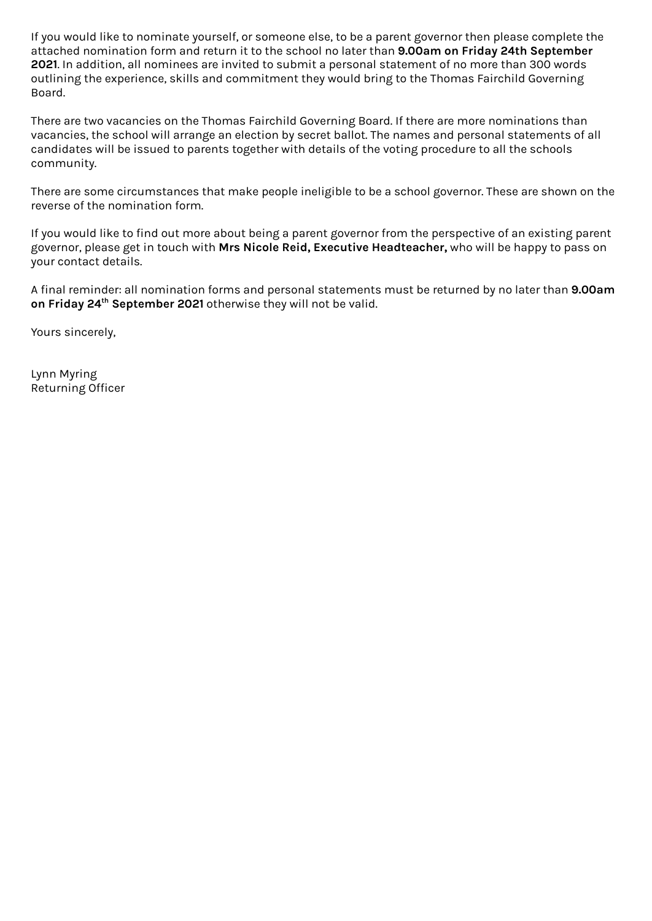If you would like to nominate yourself, or someone else, to be a parent governor then please complete the attached nomination form and return it to the school no later than **9.00am on Friday 24th September 2021**. In addition, all nominees are invited to submit a personal statement of no more than 300 words outlining the experience, skills and commitment they would bring to the Thomas Fairchild Governing Board.

There are two vacancies on the Thomas Fairchild Governing Board. If there are more nominations than vacancies, the school will arrange an election by secret ballot. The names and personal statements of all candidates will be issued to parents together with details of the voting procedure to all the schools community.

There are some circumstances that make people ineligible to be a school governor. These are shown on the reverse of the nomination form.

If you would like to find out more about being a parent governor from the perspective of an existing parent governor, please get in touch with **Mrs Nicole Reid, Executive Headteacher,** who will be happy to pass on your contact details.

A final reminder: all nomination forms and personal statements must be returned by no later than **9.00am on Friday 24th September 2021** otherwise they will not be valid.

Yours sincerely,

Lynn Myring
Returning Officer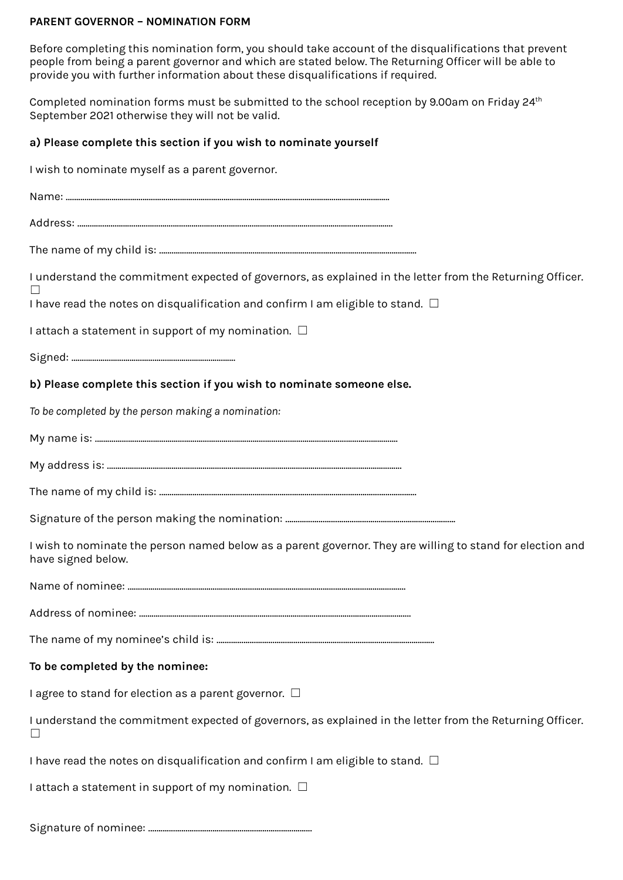**PARENT GOVERNOR – NOMINATION FORM**

Before completing this nomination form, you should take account of the disqualifications that prevent people from being a parent governor and which are stated below. The Returning Officer will be able to provide you with further information about these disqualifications if required.

Completed nomination forms must be submitted to the school reception by 9.00am on Friday 24th September 2021 otherwise they will not be valid.

**a) Please complete this section if you wish to nominate yourself**

I wish to nominate myself as a parent governor.

Name: ..........................................................................................................................................

Address: ......................................................................................................................................

The name of my child is: ............................................................................................................

I understand the commitment expected of governors, as explained in the letter from the Returning Officer. ☐

I have read the notes on disqualification and confirm I am eligible to stand. ☐

I attach a statement in support of my nomination. ☐

Signed: ..................................................................................

**b) Please complete this section if you wish to nominate someone else.**

*To be completed by the person making a nomination:*

My name is: ...................................................................................................................................

My address is: ..............................................................................................................................

The name of my child is: ............................................................................................................

Signature of the person making the nomination: ..................................................................................

I wish to nominate the person named below as a parent governor. They are willing to stand for election and have signed below.

Name of nominee: ......................................................................................................................

Address of nominee: ..................................................................................................................

The name of my nominee's child is: .........................................................................................

**To be completed by the nominee:**

I agree to stand for election as a parent governor. ☐

I understand the commitment expected of governors, as explained in the letter from the Returning Officer. ☐

I have read the notes on disqualification and confirm I am eligible to stand. ☐

I attach a statement in support of my nomination. ☐

Signature of nominee: ..................................................................................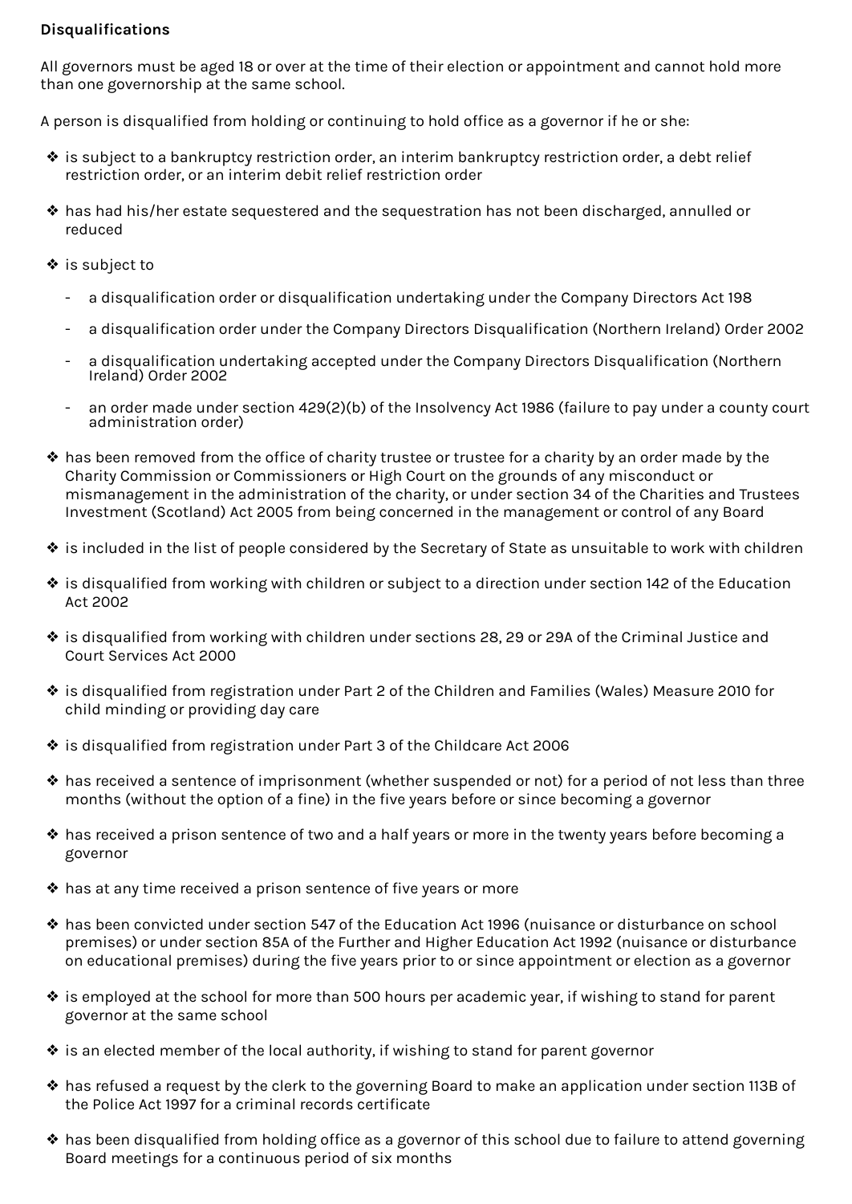**Disqualifications**

All governors must be aged 18 or over at the time of their election or appointment and cannot hold more than one governorship at the same school.

A person is disqualified from holding or continuing to hold office as a governor if he or she:

- is subject to a bankruptcy restriction order, an interim bankruptcy restriction order, a debt relief restriction order, or an interim debit relief restriction order
- has had his/her estate sequestered and the sequestration has not been discharged, annulled or reduced
- is subject to
  - a disqualification order or disqualification undertaking under the Company Directors Act 198
  - a disqualification order under the Company Directors Disqualification (Northern Ireland) Order 2002
  - a disqualification undertaking accepted under the Company Directors Disqualification (Northern Ireland) Order 2002
  - an order made under section 429(2)(b) of the Insolvency Act 1986 (failure to pay under a county court administration order)
- has been removed from the office of charity trustee or trustee for a charity by an order made by the Charity Commission or Commissioners or High Court on the grounds of any misconduct or mismanagement in the administration of the charity, or under section 34 of the Charities and Trustees Investment (Scotland) Act 2005 from being concerned in the management or control of any Board
- is included in the list of people considered by the Secretary of State as unsuitable to work with children
- is disqualified from working with children or subject to a direction under section 142 of the Education Act 2002
- is disqualified from working with children under sections 28, 29 or 29A of the Criminal Justice and Court Services Act 2000
- is disqualified from registration under Part 2 of the Children and Families (Wales) Measure 2010 for child minding or providing day care
- is disqualified from registration under Part 3 of the Childcare Act 2006
- has received a sentence of imprisonment (whether suspended or not) for a period of not less than three months (without the option of a fine) in the five years before or since becoming a governor
- has received a prison sentence of two and a half years or more in the twenty years before becoming a governor
- has at any time received a prison sentence of five years or more
- has been convicted under section 547 of the Education Act 1996 (nuisance or disturbance on school premises) or under section 85A of the Further and Higher Education Act 1992 (nuisance or disturbance on educational premises) during the five years prior to or since appointment or election as a governor
- is employed at the school for more than 500 hours per academic year, if wishing to stand for parent governor at the same school
- is an elected member of the local authority, if wishing to stand for parent governor
- has refused a request by the clerk to the governing Board to make an application under section 113B of the Police Act 1997 for a criminal records certificate
- has been disqualified from holding office as a governor of this school due to failure to attend governing Board meetings for a continuous period of six months